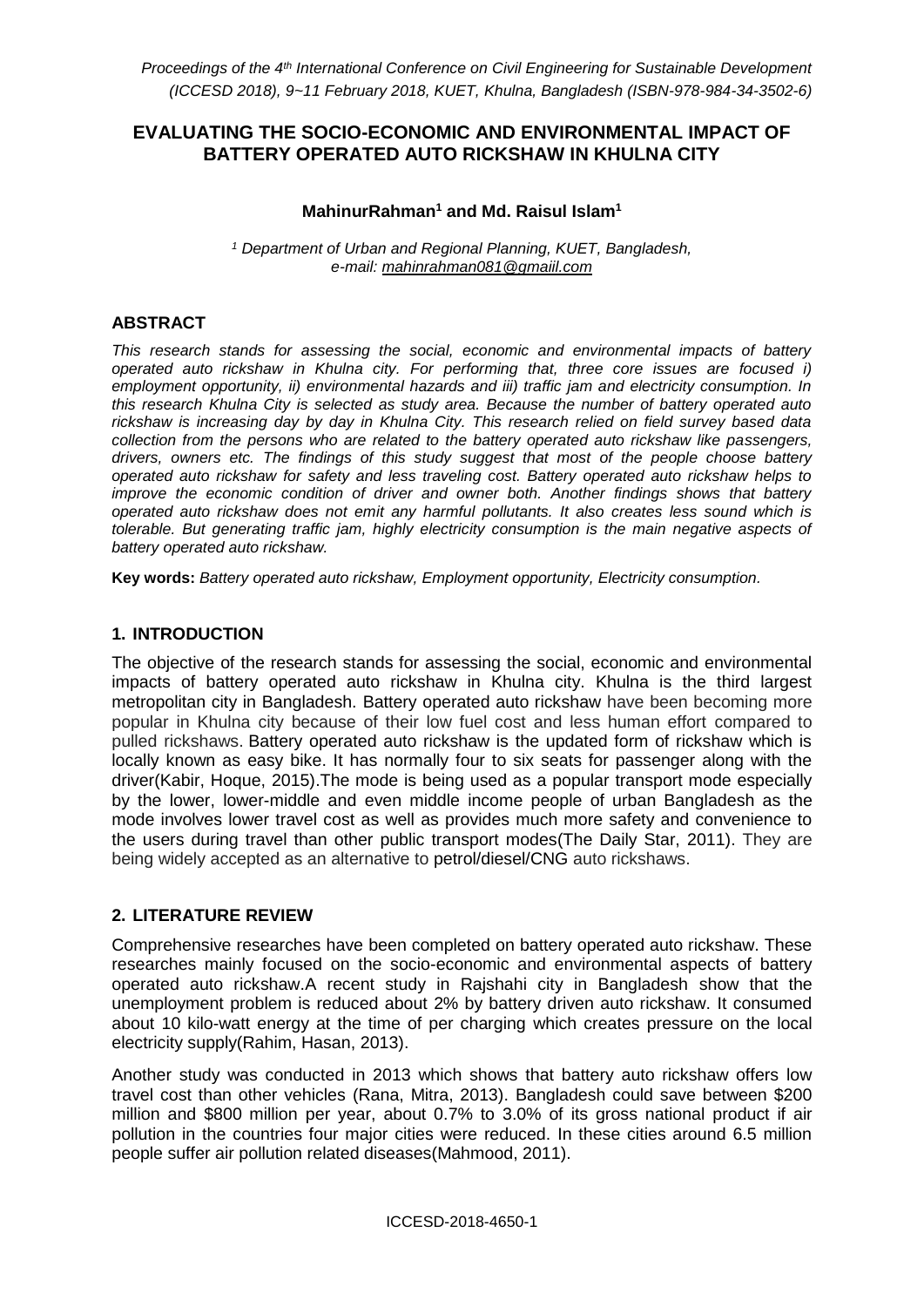Proceedings of the 4th International Conference on Civil Engineering for Sustainable Development (ICCESD 2018), 9~11 February 2018, KUET, Khulna, Bangladesh (ISBN-978-984-34-3502-6)

# EVALUATING THE SOCIO-ECONOMIC AND ENVIRONMENTAL IMPACT OF BATTERY OPERATED AUTO RICKSHAW IN KHULNA CITY

**MahinurRahman[1] and Md. Raisul Islam[1]**

*[1] Department of Urban and Regional Planning, KUET, Bangladesh, e-mail: mahinrahman081@gmaiil.com*

## ABSTRACT

*This research stands for assessing the social, economic and environmental impacts of battery operated auto rickshaw in Khulna city. For performing that, three core issues are focused i) employment opportunity, ii) environmental hazards and iii) traffic jam and electricity consumption. In this research Khulna City is selected as study area. Because the number of battery operated auto rickshaw is increasing day by day in Khulna City. This research relied on field survey based data collection from the persons who are related to the battery operated auto rickshaw like passengers, drivers, owners etc. The findings of this study suggest that most of the people choose battery operated auto rickshaw for safety and less traveling cost. Battery operated auto rickshaw helps to improve the economic condition of driver and owner both. Another findings shows that battery operated auto rickshaw does not emit any harmful pollutants. It also creates less sound which is tolerable. But generating traffic jam, highly electricity consumption is the main negative aspects of battery operated auto rickshaw.*

**Key words:** *Battery operated auto rickshaw, Employment opportunity, Electricity consumption.*

## 1. INTRODUCTION

The objective of the research stands for assessing the social, economic and environmental impacts of battery operated auto rickshaw in Khulna city. Khulna is the third largest metropolitan city in Bangladesh. Battery operated auto rickshaw have been becoming more popular in Khulna city because of their low fuel cost and less human effort compared to pulled rickshaws. Battery operated auto rickshaw is the updated form of rickshaw which is locally known as easy bike. It has normally four to six seats for passenger along with the driver(Kabir, Hoque, 2015).The mode is being used as a popular transport mode especially by the lower, lower-middle and even middle income people of urban Bangladesh as the mode involves lower travel cost as well as provides much more safety and convenience to the users during travel than other public transport modes(The Daily Star, 2011). They are being widely accepted as an alternative to petrol/diesel/CNG auto rickshaws.

## 2. LITERATURE REVIEW

Comprehensive researches have been completed on battery operated auto rickshaw. These researches mainly focused on the socio-economic and environmental aspects of battery operated auto rickshaw.A recent study in Rajshahi city in Bangladesh show that the unemployment problem is reduced about 2% by battery driven auto rickshaw. It consumed about 10 kilo-watt energy at the time of per charging which creates pressure on the local electricity supply(Rahim, Hasan, 2013).

Another study was conducted in 2013 which shows that battery auto rickshaw offers low travel cost than other vehicles (Rana, Mitra, 2013). Bangladesh could save between \$200 million and \$800 million per year, about 0.7% to 3.0% of its gross national product if air pollution in the countries four major cities were reduced. In these cities around 6.5 million people suffer air pollution related diseases(Mahmood, 2011).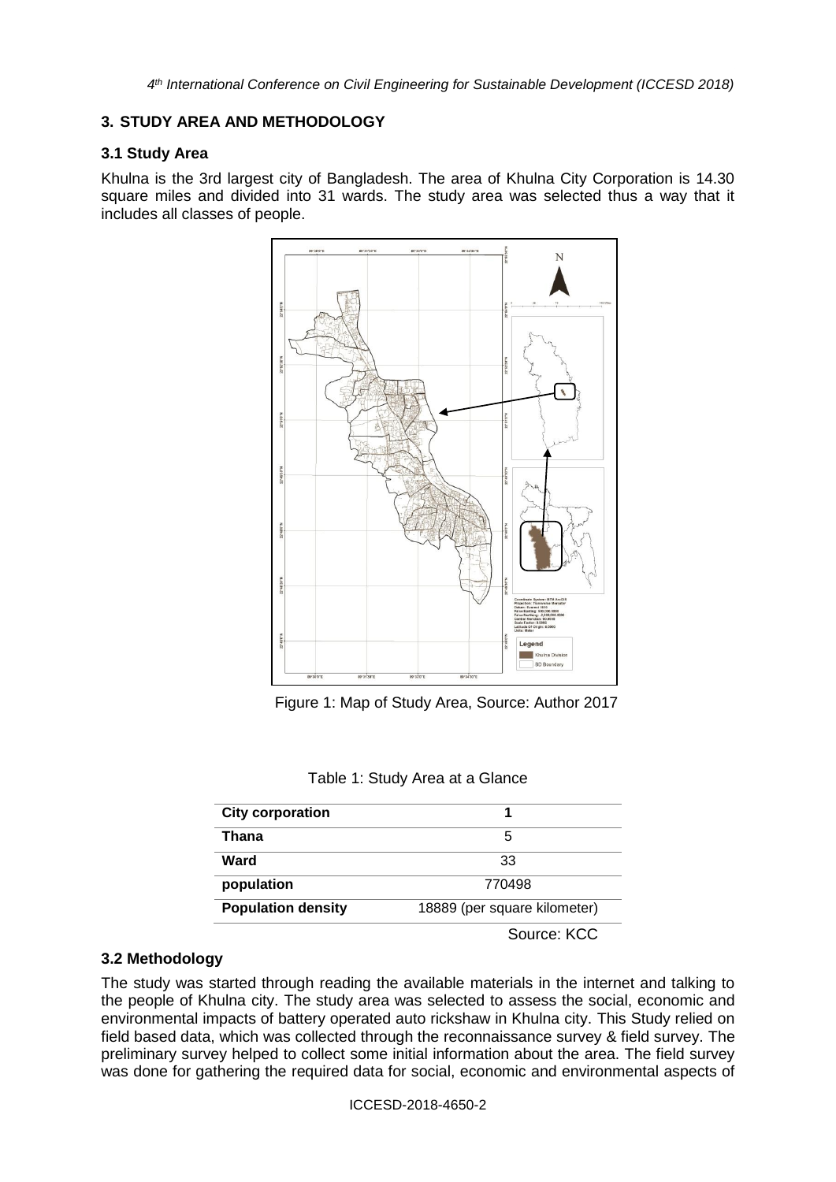## 3. STUDY AREA AND METHODOLOGY

### 3.1 Study Area

Khulna is the 3rd largest city of Bangladesh. The area of Khulna City Corporation is 14.30 square miles and divided into 31 wards. The study area was selected thus a way that it includes all classes of people.

Figure 1: Map of Study Area, Source: Author 2017

Table 1: Study Area at a Glance

| City corporation | 1 |
|---|---|
| Thana | 5 |
| Ward | 33 |
| population | 770498 |
| Population density | 18889 (per square kilometer) |

Source: KCC

### 3.2 Methodology

The study was started through reading the available materials in the internet and talking to the people of Khulna city. The study area was selected to assess the social, economic and environmental impacts of battery operated auto rickshaw in Khulna city. This Study relied on field based data, which was collected through the reconnaissance survey & field survey. The preliminary survey helped to collect some initial information about the area. The field survey was done for gathering the required data for social, economic and environmental aspects of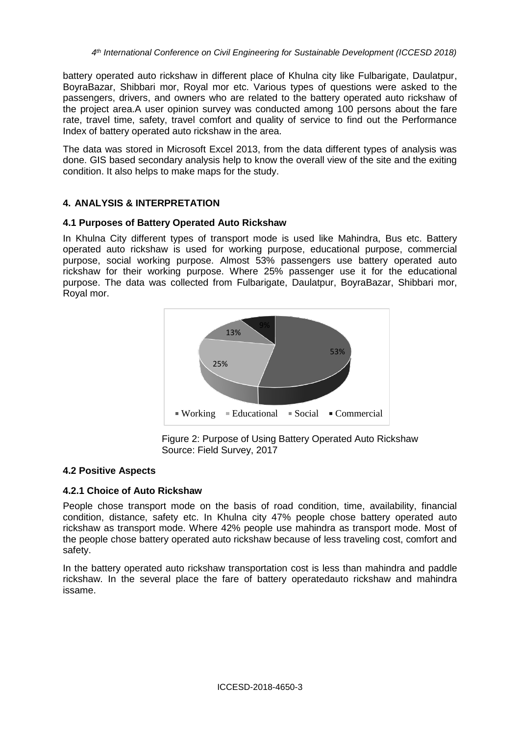battery operated auto rickshaw in different place of Khulna city like Fulbarigate, Daulatpur, BoyraBazar, Shibbari mor, Royal mor etc. Various types of questions were asked to the passengers, drivers, and owners who are related to the battery operated auto rickshaw of the project area.A user opinion survey was conducted among 100 persons about the fare rate, travel time, safety, travel comfort and quality of service to find out the Performance Index of battery operated auto rickshaw in the area.

The data was stored in Microsoft Excel 2013, from the data different types of analysis was done. GIS based secondary analysis help to know the overall view of the site and the exiting condition. It also helps to make maps for the study.

## 4. ANALYSIS & INTERPRETATION

### 4.1 Purposes of Battery Operated Auto Rickshaw

In Khulna City different types of transport mode is used like Mahindra, Bus etc. Battery operated auto rickshaw is used for working purpose, educational purpose, commercial purpose, social working purpose. Almost 53% passengers use battery operated auto rickshaw for their working purpose. Where 25% passenger use it for the educational purpose. The data was collected from Fulbarigate, Daulatpur, BoyraBazar, Shibbari mor, Royal mor.

Figure 2: Purpose of Using Battery Operated Auto Rickshaw
Source: Field Survey, 2017

### 4.2 Positive Aspects

#### 4.2.1 Choice of Auto Rickshaw

People chose transport mode on the basis of road condition, time, availability, financial condition, distance, safety etc. In Khulna city 47% people chose battery operated auto rickshaw as transport mode. Where 42% people use mahindra as transport mode. Most of the people chose battery operated auto rickshaw because of less traveling cost, comfort and safety.

In the battery operated auto rickshaw transportation cost is less than mahindra and paddle rickshaw. In the several place the fare of battery operatedauto rickshaw and mahindra issame.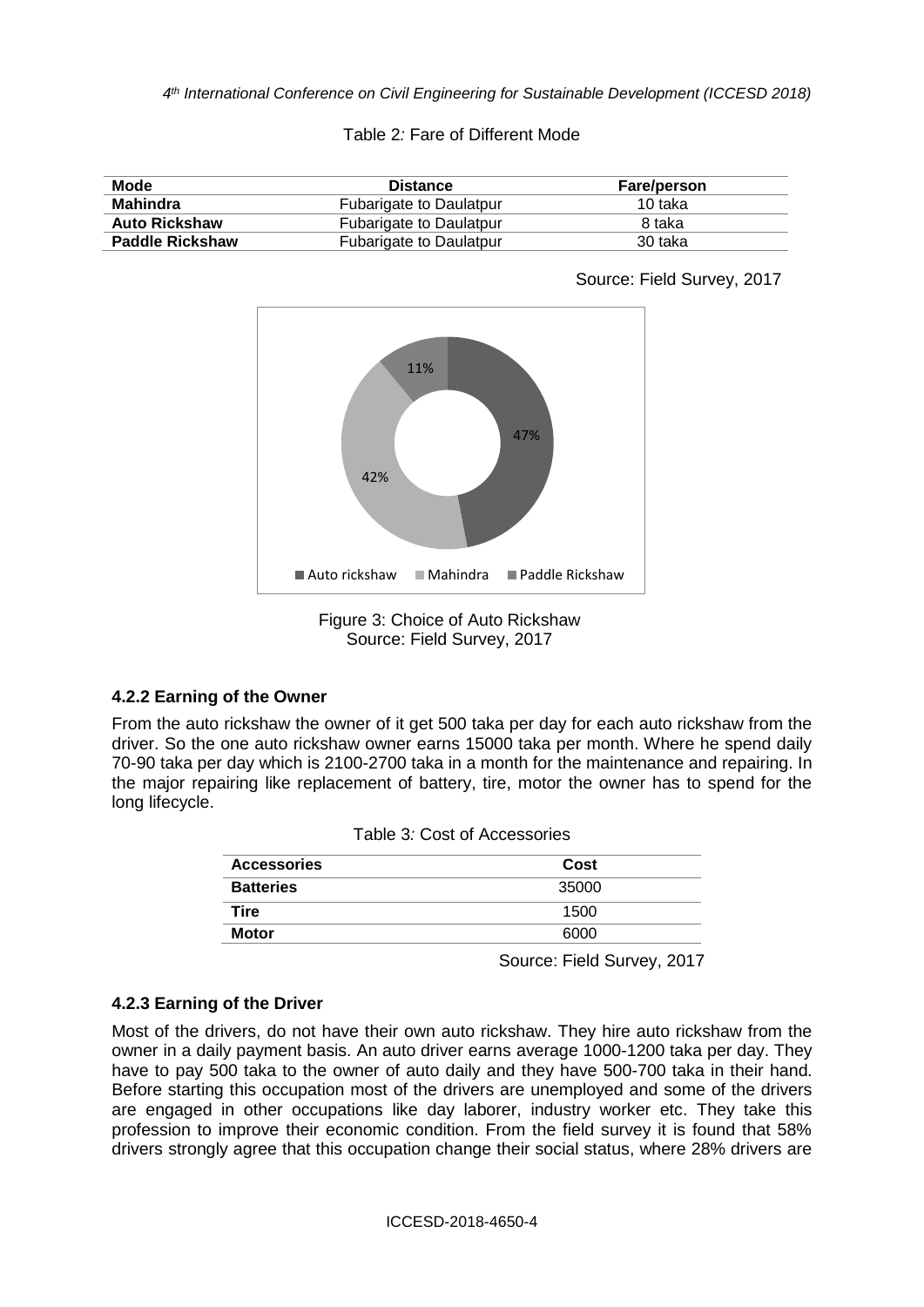Table 2*:* Fare of Different Mode

| Mode | Distance | Fare/person |
|---|---|---|
| **Mahindra** | Fubarigate to Daulatpur | 10 taka |
| **Auto Rickshaw** | Fubarigate to Daulatpur | 8 taka |
| **Paddle Rickshaw** | Fubarigate to Daulatpur | 30 taka |

Source: Field Survey, 2017

Figure 3: Choice of Auto Rickshaw
Source: Field Survey, 2017

### 4.2.2 Earning of the Owner

From the auto rickshaw the owner of it get 500 taka per day for each auto rickshaw from the driver. So the one auto rickshaw owner earns 15000 taka per month. Where he spend daily 70-90 taka per day which is 2100-2700 taka in a month for the maintenance and repairing. In the major repairing like replacement of battery, tire, motor the owner has to spend for the long lifecycle.

Table 3*:* Cost of Accessories

| Accessories | Cost |
|---|---|
| **Batteries** | 35000 |
| **Tire** | 1500 |
| **Motor** | 6000 |

Source: Field Survey, 2017

### 4.2.3 Earning of the Driver

Most of the drivers, do not have their own auto rickshaw. They hire auto rickshaw from the owner in a daily payment basis. An auto driver earns average 1000-1200 taka per day. They have to pay 500 taka to the owner of auto daily and they have 500-700 taka in their hand. Before starting this occupation most of the drivers are unemployed and some of the drivers are engaged in other occupations like day laborer, industry worker etc. They take this profession to improve their economic condition. From the field survey it is found that 58% drivers strongly agree that this occupation change their social status, where 28% drivers are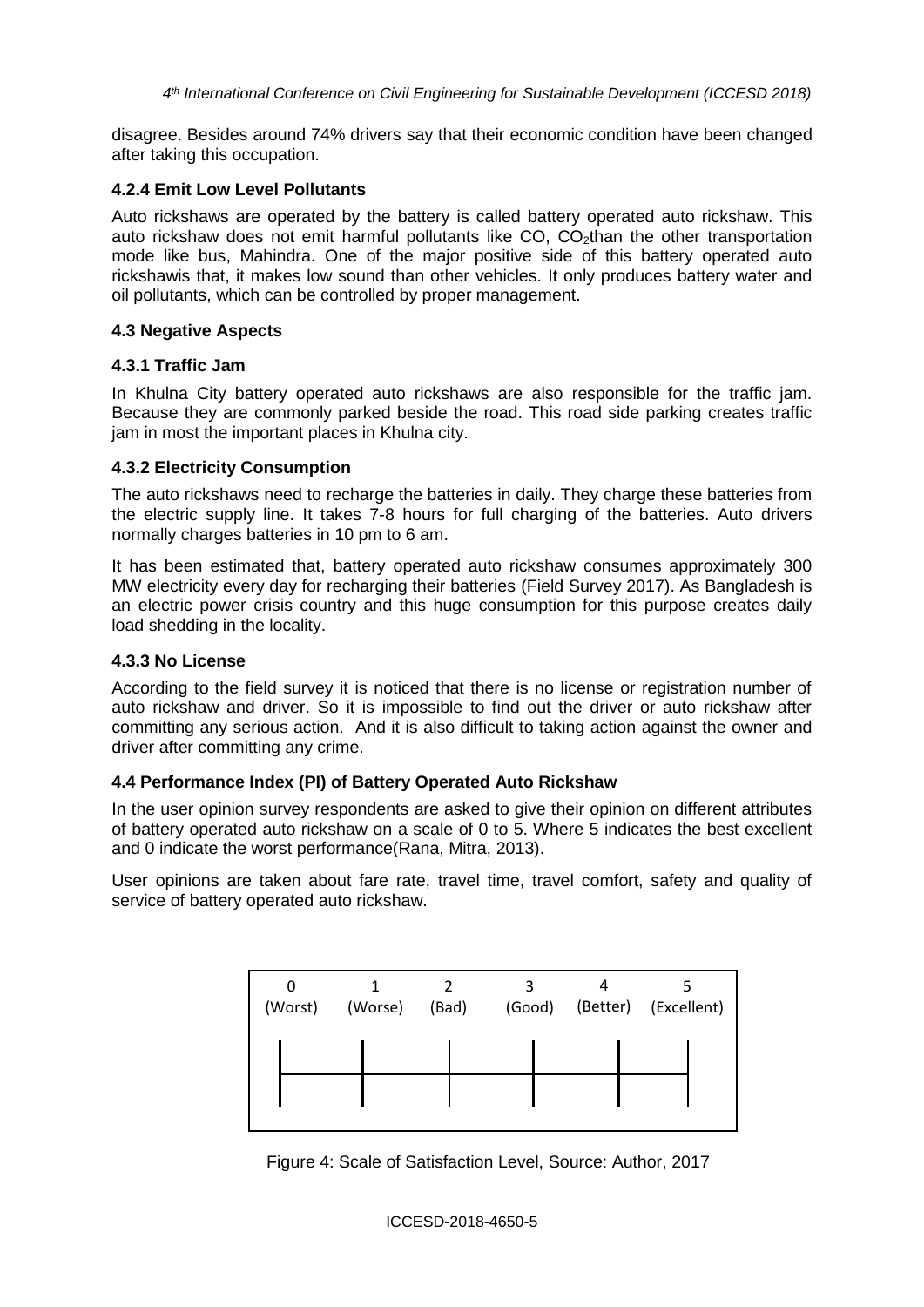disagree. Besides around 74% drivers say that their economic condition have been changed after taking this occupation.

#### 4.2.4 Emit Low Level Pollutants

Auto rickshaws are operated by the battery is called battery operated auto rickshaw. This auto rickshaw does not emit harmful pollutants like CO, $CO_2$than the other transportation mode like bus, Mahindra. One of the major positive side of this battery operated auto rickshawis that, it makes low sound than other vehicles. It only produces battery water and oil pollutants, which can be controlled by proper management.

### 4.3 Negative Aspects

#### 4.3.1 Traffic Jam

In Khulna City battery operated auto rickshaws are also responsible for the traffic jam. Because they are commonly parked beside the road. This road side parking creates traffic jam in most the important places in Khulna city.

#### 4.3.2 Electricity Consumption

The auto rickshaws need to recharge the batteries in daily. They charge these batteries from the electric supply line. It takes 7-8 hours for full charging of the batteries. Auto drivers normally charges batteries in 10 pm to 6 am.

It has been estimated that, battery operated auto rickshaw consumes approximately 300 MW electricity every day for recharging their batteries (Field Survey 2017). As Bangladesh is an electric power crisis country and this huge consumption for this purpose creates daily load shedding in the locality.

#### 4.3.3 No License

According to the field survey it is noticed that there is no license or registration number of auto rickshaw and driver. So it is impossible to find out the driver or auto rickshaw after committing any serious action. And it is also difficult to taking action against the owner and driver after committing any crime.

### 4.4 Performance Index (PI) of Battery Operated Auto Rickshaw

In the user opinion survey respondents are asked to give their opinion on different attributes of battery operated auto rickshaw on a scale of 0 to 5. Where 5 indicates the best excellent and 0 indicate the worst performance(Rana, Mitra, 2013).

User opinions are taken about fare rate, travel time, travel comfort, safety and quality of service of battery operated auto rickshaw.

| 0 | 1 | 2 | 3 | 4 | 5 |
|---|---|---|---|---|---|
| (Worst) | (Worse) | (Bad) | (Good) | (Better) | (Excellent) |

Figure 4: Scale of Satisfaction Level, Source: Author, 2017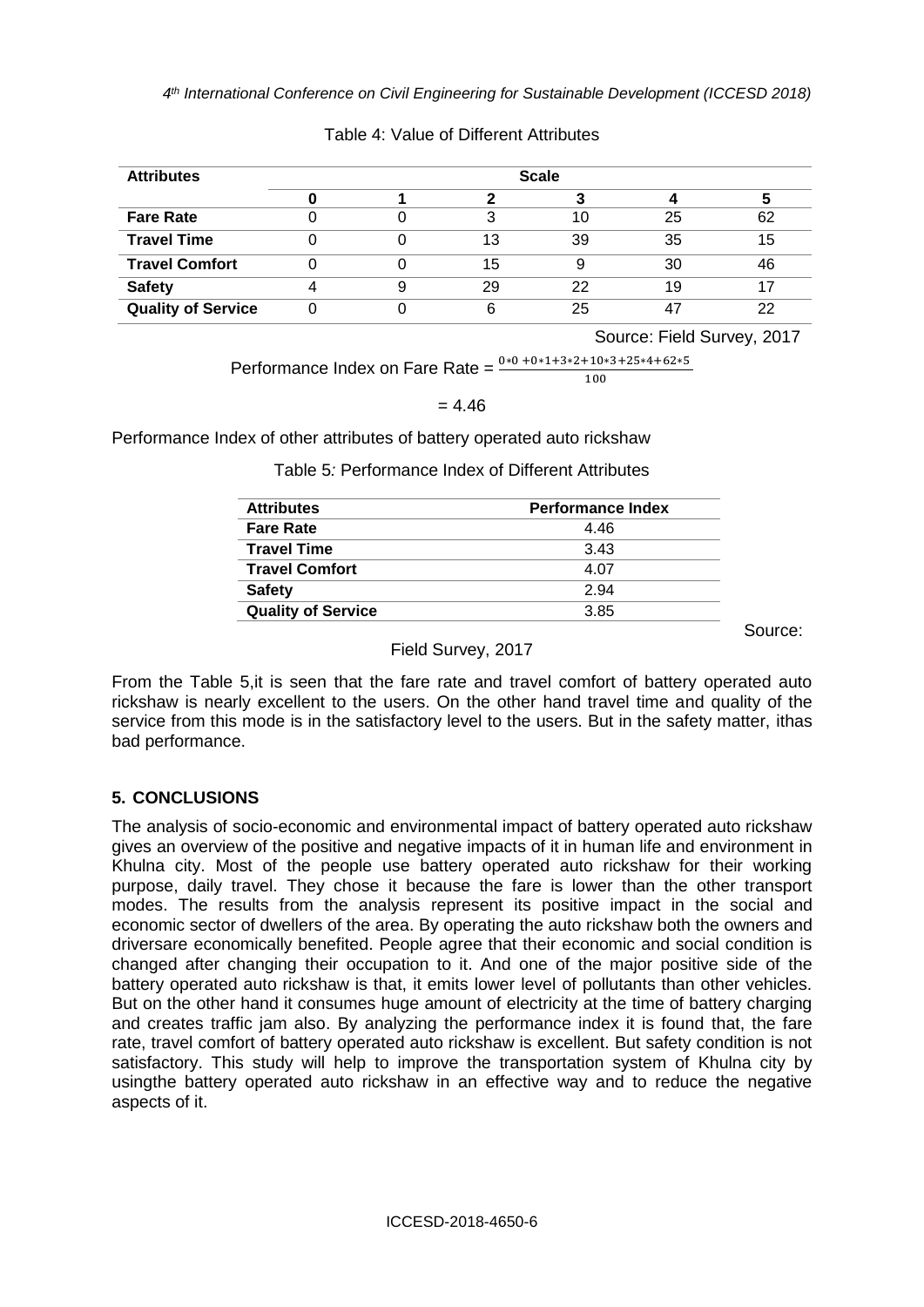Table 4: Value of Different Attributes

| Attributes | Scale | | | | | |
|---|---|---|---|---|---|---|
| | 0 | 1 | 2 | 3 | 4 | 5 |
| **Fare Rate** | 0 | 0 | 3 | 10 | 25 | 62 |
| **Travel Time** | 0 | 0 | 13 | 39 | 35 | 15 |
| **Travel Comfort** | 0 | 0 | 15 | 9 | 30 | 46 |
| **Safety** | 4 | 9 | 29 | 22 | 19 | 17 |
| **Quality of Service** | 0 | 0 | 6 | 25 | 47 | 22 |

Source: Field Survey, 2017

$$\text{Performance Index on Fare Rate} = \frac{0*0 + 0*1 + 3*2 + 10*3 + 25*4 + 62*5}{100}$$

$$= 4.46$$

Performance Index of other attributes of battery operated auto rickshaw

Table 5: Performance Index of Different Attributes

| Attributes | Performance Index |
|---|---|
| **Fare Rate** | 4.46 |
| **Travel Time** | 3.43 |
| **Travel Comfort** | 4.07 |
| **Safety** | 2.94 |
| **Quality of Service** | 3.85 |

Source: Field Survey, 2017

From the Table 5,it is seen that the fare rate and travel comfort of battery operated auto rickshaw is nearly excellent to the users. On the other hand travel time and quality of the service from this mode is in the satisfactory level to the users. But in the safety matter, ithas bad performance.

## 5. CONCLUSIONS

The analysis of socio-economic and environmental impact of battery operated auto rickshaw gives an overview of the positive and negative impacts of it in human life and environment in Khulna city. Most of the people use battery operated auto rickshaw for their working purpose, daily travel. They chose it because the fare is lower than the other transport modes. The results from the analysis represent its positive impact in the social and economic sector of dwellers of the area. By operating the auto rickshaw both the owners and driversare economically benefited. People agree that their economic and social condition is changed after changing their occupation to it. And one of the major positive side of the battery operated auto rickshaw is that, it emits lower level of pollutants than other vehicles. But on the other hand it consumes huge amount of electricity at the time of battery charging and creates traffic jam also. By analyzing the performance index it is found that, the fare rate, travel comfort of battery operated auto rickshaw is excellent. But safety condition is not satisfactory. This study will help to improve the transportation system of Khulna city by usingthe battery operated auto rickshaw in an effective way and to reduce the negative aspects of it.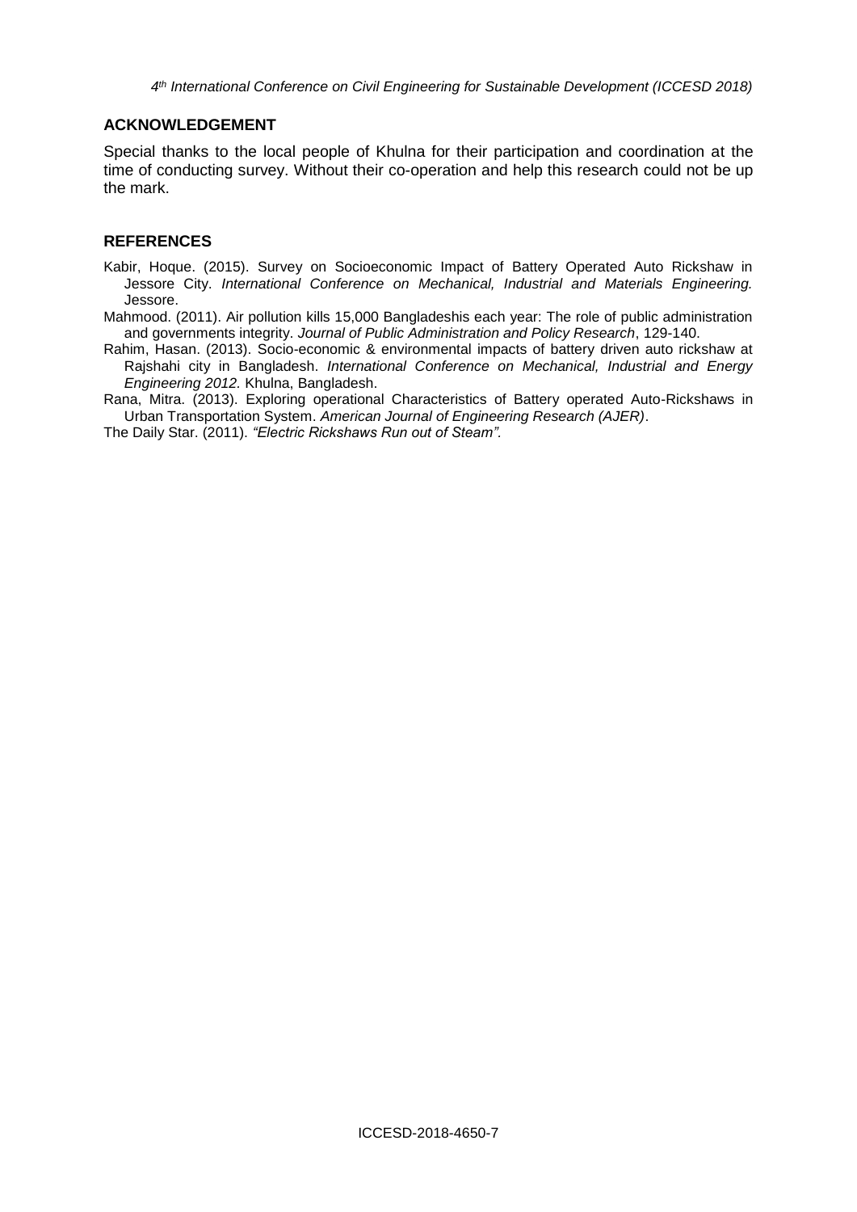## ACKNOWLEDGEMENT

Special thanks to the local people of Khulna for their participation and coordination at the time of conducting survey. Without their co-operation and help this research could not be up the mark.

## REFERENCES

Kabir, Hoque. (2015). Survey on Socioeconomic Impact of Battery Operated Auto Rickshaw in Jessore City. *International Conference on Mechanical, Industrial and Materials Engineering.* Jessore.

Mahmood. (2011). Air pollution kills 15,000 Bangladeshis each year: The role of public administration and governments integrity. *Journal of Public Administration and Policy Research*, 129-140.

Rahim, Hasan. (2013). Socio-economic & environmental impacts of battery driven auto rickshaw at Rajshahi city in Bangladesh. *International Conference on Mechanical, Industrial and Energy Engineering 2012.* Khulna, Bangladesh.

Rana, Mitra. (2013). Exploring operational Characteristics of Battery operated Auto-Rickshaws in Urban Transportation System. *American Journal of Engineering Research (AJER)*.

The Daily Star. (2011). *"Electric Rickshaws Run out of Steam".*